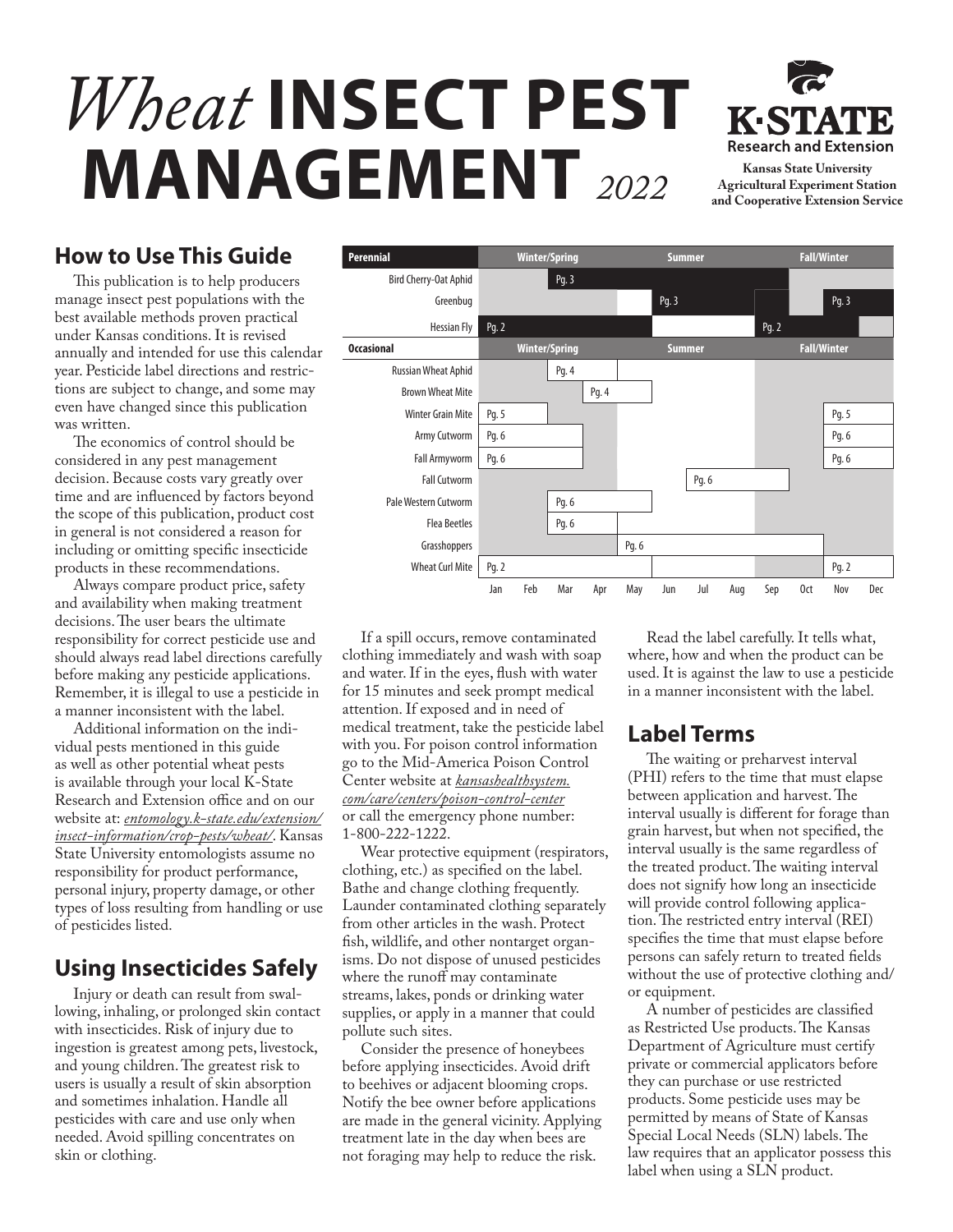# *Wheat* INSECT PEST MANAGEMENT *2022*

**K·STATE Research and Extension**
**Kansas State University Agricultural Experiment Station and Cooperative Extension Service**

| Perennial | Jan | Feb | Mar | Apr | May | Jun | Jul | Aug | Sep | Oct | Nov | Dec |
|---|---|---|---|---|---|---|---|---|---|---|---|---|
| | Winter/Spring | | | | Summer | | | | Fall/Winter | | | |
| Bird Cherry-Oat Aphid | | | Pg. 3 | | | | | | | | | |
| Greenbug | | | | | | Pg. 3 | | | | | Pg. 3 | |
| Hessian Fly | Pg. 2 | | | | | | | | Pg. 2 | | | |
| **Occasional** | Winter/Spring | | | | Summer | | | | Fall/Winter | | | |
| Russian Wheat Aphid | | | Pg. 4 | | | | | | | | | |
| Brown Wheat Mite | | | | Pg. 4 | | | | | | | | |
| Winter Grain Mite | Pg. 5 | | | | | | | | | | Pg. 5 | |
| Army Cutworm | Pg. 6 | | | | | | | | | | Pg. 6 | |
| Fall Armyworm | Pg. 6 | | | | | | | | | | Pg. 6 | |
| Fall Cutworm | | | | | | | Pg. 6 | | | | | |
| Pale Western Cutworm | | | Pg. 6 | | | | | | | | | |
| Flea Beetles | | | Pg. 6 | | | | | | | | | |
| Grasshoppers | | | | | Pg. 6 | | | | | | | |
| Wheat Curl Mite | Pg. 2 | | | | | | | | | | Pg. 2 | |

## How to Use This Guide

This publication is to help producers manage insect pest populations with the best available methods proven practical under Kansas conditions. It is revised annually and intended for use this calendar year. Pesticide label directions and restrictions are subject to change, and some may even have changed since this publication was written.

The economics of control should be considered in any pest management decision. Because costs vary greatly over time and are influenced by factors beyond the scope of this publication, product cost in general is not considered a reason for including or omitting specific insecticide products in these recommendations.

Always compare product price, safety and availability when making treatment decisions. The user bears the ultimate responsibility for correct pesticide use and should always read label directions carefully before making any pesticide applications. Remember, it is illegal to use a pesticide in a manner inconsistent with the label.

Additional information on the individual pests mentioned in this guide as well as other potential wheat pests is available through your local K-State Research and Extension office and on our website at: *entomology.k-state.edu/extension/insect-information/crop-pests/wheat/*. Kansas State University entomologists assume no responsibility for product performance, personal injury, property damage, or other types of loss resulting from handling or use of pesticides listed.

## Using Insecticides Safely

Injury or death can result from swallowing, inhaling, or prolonged skin contact with insecticides. Risk of injury due to ingestion is greatest among pets, livestock, and young children. The greatest risk to users is usually a result of skin absorption and sometimes inhalation. Handle all pesticides with care and use only when needed. Avoid spilling concentrates on skin or clothing.

If a spill occurs, remove contaminated clothing immediately and wash with soap and water. If in the eyes, flush with water for 15 minutes and seek prompt medical attention. If exposed and in need of medical treatment, take the pesticide label with you. For poison control information go to the Mid-America Poison Control Center website at *kansashealthsystem.com/care/centers/poison-control-center* or call the emergency phone number: 1-800-222-1222.

Wear protective equipment (respirators, clothing, etc.) as specified on the label. Bathe and change clothing frequently. Launder contaminated clothing separately from other articles in the wash. Protect fish, wildlife, and other nontarget organisms. Do not dispose of unused pesticides where the runoff may contaminate streams, lakes, ponds or drinking water supplies, or apply in a manner that could pollute such sites.

Consider the presence of honeybees before applying insecticides. Avoid drift to beehives or adjacent blooming crops. Notify the bee owner before applications are made in the general vicinity. Applying treatment late in the day when bees are not foraging may help to reduce the risk.

Read the label carefully. It tells what, where, how and when the product can be used. It is against the law to use a pesticide in a manner inconsistent with the label.

## Label Terms

The waiting or preharvest interval (PHI) refers to the time that must elapse between application and harvest. The interval usually is different for forage than grain harvest, but when not specified, the interval usually is the same regardless of the treated product. The waiting interval does not signify how long an insecticide will provide control following application. The restricted entry interval (REI) specifies the time that must elapse before persons can safely return to treated fields without the use of protective clothing and/or equipment.

A number of pesticides are classified as Restricted Use products. The Kansas Department of Agriculture must certify private or commercial applicators before they can purchase or use restricted products. Some pesticide uses may be permitted by means of State of Kansas Special Local Needs (SLN) labels. The law requires that an applicator possess this label when using a SLN product.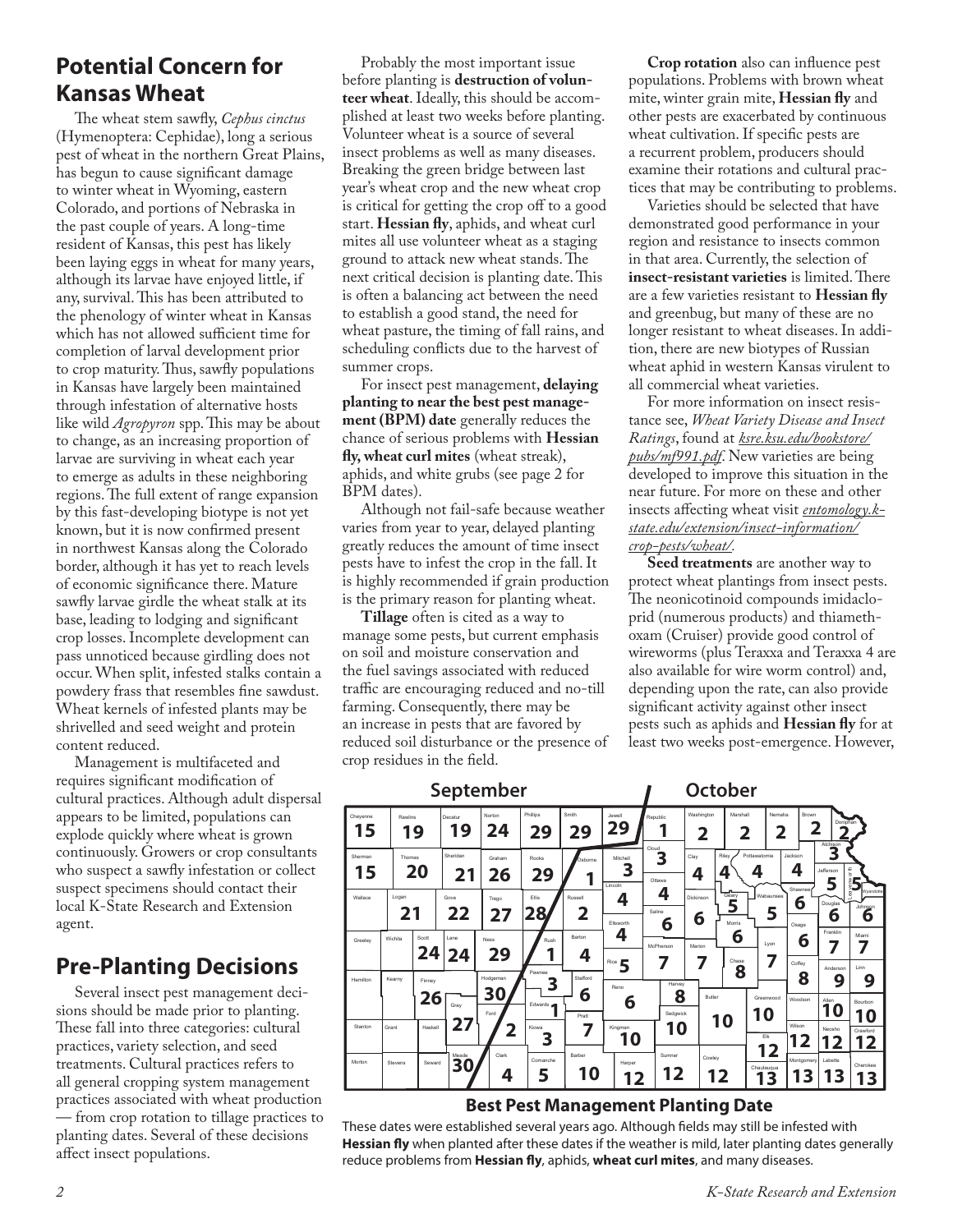## Potential Concern for Kansas Wheat

The wheat stem sawfly, *Cephus cinctus* (Hymenoptera: Cephidae), long a serious pest of wheat in the northern Great Plains, has begun to cause significant damage to winter wheat in Wyoming, eastern Colorado, and portions of Nebraska in the past couple of years. A long-time resident of Kansas, this pest has likely been laying eggs in wheat for many years, although its larvae have enjoyed little, if any, survival. This has been attributed to the phenology of winter wheat in Kansas which has not allowed sufficient time for completion of larval development prior to crop maturity. Thus, sawfly populations in Kansas have largely been maintained through infestation of alternative hosts like wild *Agropyron* spp. This may be about to change, as an increasing proportion of larvae are surviving in wheat each year to emerge as adults in these neighboring regions. The full extent of range expansion by this fast-developing biotype is not yet known, but it is now confirmed present in northwest Kansas along the Colorado border, although it has yet to reach levels of economic significance there. Mature sawfly larvae girdle the wheat stalk at its base, leading to lodging and significant crop losses. Incomplete development can pass unnoticed because girdling does not occur. When split, infested stalks contain a powdery frass that resembles fine sawdust. Wheat kernels of infested plants may be shrivelled and seed weight and protein content reduced.

Management is multifaceted and requires significant modification of cultural practices. Although adult dispersal appears to be limited, populations can explode quickly where wheat is grown continuously. Growers or crop consultants who suspect a sawfly infestation or collect suspect specimens should contact their local K-State Research and Extension agent.

## Pre-Planting Decisions

Several insect pest management decisions should be made prior to planting. These fall into three categories: cultural practices, variety selection, and seed treatments. Cultural practices refers to all general cropping system management practices associated with wheat production — from crop rotation to tillage practices to planting dates. Several of these decisions affect insect populations.

Probably the most important issue before planting is **destruction of volunteer wheat**. Ideally, this should be accomplished at least two weeks before planting. Volunteer wheat is a source of several insect problems as well as many diseases. Breaking the green bridge between last year's wheat crop and the new wheat crop is critical for getting the crop off to a good start. **Hessian fly**, aphids, and wheat curl mites all use volunteer wheat as a staging ground to attack new wheat stands. The next critical decision is planting date. This is often a balancing act between the need to establish a good stand, the need for wheat pasture, the timing of fall rains, and scheduling conflicts due to the harvest of summer crops.

For insect pest management, **delaying planting to near the best pest management (BPM) date** generally reduces the chance of serious problems with **Hessian fly, wheat curl mites** (wheat streak), aphids, and white grubs (see page 2 for BPM dates).

Although not fail-safe because weather varies from year to year, delayed planting greatly reduces the amount of time insect pests have to infest the crop in the fall. It is highly recommended if grain production is the primary reason for planting wheat.

**Tillage** often is cited as a way to manage some pests, but current emphasis on soil and moisture conservation and the fuel savings associated with reduced traffic are encouraging reduced and no-till farming. Consequently, there may be an increase in pests that are favored by reduced soil disturbance or the presence of crop residues in the field.

**Crop rotation** also can influence pest populations. Problems with brown wheat mite, winter grain mite, **Hessian fly** and other pests are exacerbated by continuous wheat cultivation. If specific pests are a recurrent problem, producers should examine their rotations and cultural practices that may be contributing to problems.

Varieties should be selected that have demonstrated good performance in your region and resistance to insects common in that area. Currently, the selection of **insect-resistant varieties** is limited. There are a few varieties resistant to **Hessian fly** and greenbug, but many of these are no longer resistant to wheat diseases. In addition, there are new biotypes of Russian wheat aphid in western Kansas virulent to all commercial wheat varieties.

For more information on insect resistance see, *Wheat Variety Disease and Insect Ratings*, found at *ksre.ksu.edu/bookstore/pubs/mf991.pdf*. New varieties are being developed to improve this situation in the near future. For more on these and other insects affecting wheat visit *entomology.k-state.edu/extension/insect-information/crop-pests/wheat/*.

**Seed treatments** are another way to protect wheat plantings from insect pests. The neonicotinoid compounds imidacloprid (numerous products) and thiamethoxam (Cruiser) provide good control of wireworms (plus Teraxxa and Teraxxa 4 are also available for wire worm control) and, depending upon the rate, can also provide significant activity against other insect pests such as aphids and **Hessian fly** for at least two weeks post-emergence. However,

| County | Date | County | Date | County | Date |
|---|---|---|---|---|---|
| Cheyenne | Sept. 15 | Sherman | Sept. 15 | Rawlins | Sept. 19 |
| Decatur | Sept. 19 | Thomas | Sept. 20 | Sheridan | Sept. 21 |
| Logan | Sept. 21 | Gove | Sept. 22 | Norton | Sept. 24 |
| Scott | Sept. 24 | Lane | Sept. 24 | Graham | Sept. 26 |
| Finney | Sept. 26 | Trego | Sept. 27 | Gray | Sept. 27 |
| Ellis | Sept. 28 | Phillips | Sept. 29 | Smith | Sept. 29 |
| Jewell | Sept. 29 | Rooks | Sept. 29 | Ness | Sept. 29 |
| Hodgeman | Sept. 30 | Meade | Sept. 30 | Republic | Oct. 1 |
| Osborne | Oct. 1 | Rush | Oct. 1 | Edwards | Oct. 1 |
| Washington | Oct. 2 | Marshall | Oct. 2 | Nemaha | Oct. 2 |
| Brown | Oct. 2 | Doniphan | Oct. 2 | Russell | Oct. 2 |
| Ford | Oct. 2 | Mitchell | Oct. 3 | Cloud | Oct. 3 |
| Atchison | Oct. 3 | Pawnee | Oct. 3 | Kiowa | Oct. 3 |
| Clay | Oct. 4 | Riley | Oct. 4 | Pottawatomie | Oct. 4 |
| Jackson | Oct. 4 | Lincoln | Oct. 4 | Ottawa | Oct. 4 |
| Barton | Oct. 4 | Ellsworth | Oct. 4 | Clark | Oct. 4 |
| Jefferson | Oct. 5 | Leavenworth | Oct. 5 | Geary | Oct. 5 |
| Wabaunsee | Oct. 5 | Rice | Oct. 5 | Comanche | Oct. 5 |
| Saline | Oct. 6 | Dickinson | Oct. 6 | Morris | Oct. 6 |
| Shawnee | Oct. 6 | Douglas | Oct. 6 | Johnson | Oct. 6 |
| Osage | Oct. 6 | Stafford | Oct. 6 | Reno | Oct. 6 |
| McPherson | Oct. 7 | Marion | Oct. 7 | Lyon | Oct. 7 |
| Franklin | Oct. 7 | Miami | Oct. 7 | Pratt | Oct. 7 |
| Chase | Oct. 8 | Coffey | Oct. 8 | Harvey | Oct. 8 |
| Anderson | Oct. 9 | Linn | Oct. 9 | Sedgwick | Oct. 10 |
| Butler | Oct. 10 | Greenwood | Oct. 10 | Allen | Oct. 10 |
| Bourbon | Oct. 10 | Kingman | Oct. 10 | Barber | Oct. 10 |
| Elk | Oct. 12 | Wilson | Oct. 12 | Neosho | Oct. 12 |
| Crawford | Oct. 12 | Harper | Oct. 12 | Sumner | Oct. 12 |
| Cowley | Oct. 12 | Chautauqua | Oct. 13 | Montgomery | Oct. 13 |
| Labette | Oct. 13 | Cherokee | Oct. 13 | | |

**Best Pest Management Planting Date**

These dates were established several years ago. Although fields may still be infested with **Hessian fly** when planted after these dates if the weather is mild, later planting dates generally reduce problems from **Hessian fly**, aphids, **wheat curl mites**, and many diseases.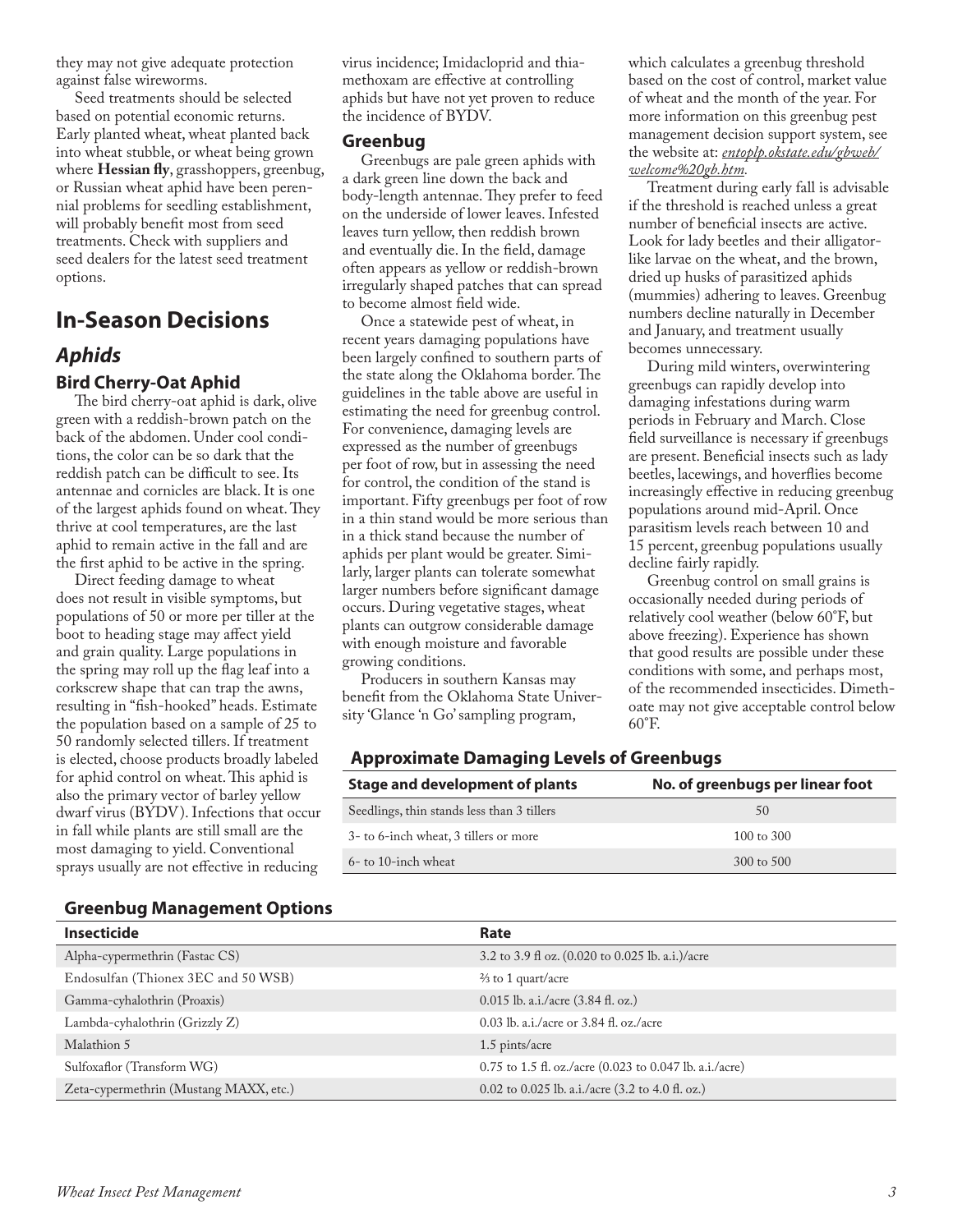they may not give adequate protection against false wireworms.

Seed treatments should be selected based on potential economic returns. Early planted wheat, wheat planted back into wheat stubble, or wheat being grown where **Hessian fly**, grasshoppers, greenbug, or Russian wheat aphid have been perennial problems for seedling establishment, will probably benefit most from seed treatments. Check with suppliers and seed dealers for the latest seed treatment options.

## In-Season Decisions

### *Aphids*

#### Bird Cherry-Oat Aphid

The bird cherry-oat aphid is dark, olive green with a reddish-brown patch on the back of the abdomen. Under cool conditions, the color can be so dark that the reddish patch can be difficult to see. Its antennae and cornicles are black. It is one of the largest aphids found on wheat. They thrive at cool temperatures, are the last aphid to remain active in the fall and are the first aphid to be active in the spring.

Direct feeding damage to wheat does not result in visible symptoms, but populations of 50 or more per tiller at the boot to heading stage may affect yield and grain quality. Large populations in the spring may roll up the flag leaf into a corkscrew shape that can trap the awns, resulting in "fish-hooked" heads. Estimate the population based on a sample of 25 to 50 randomly selected tillers. If treatment is elected, choose products broadly labeled for aphid control on wheat. This aphid is also the primary vector of barley yellow dwarf virus (BYDV). Infections that occur in fall while plants are still small are the most damaging to yield. Conventional sprays usually are not effective in reducing virus incidence; Imidacloprid and thiamethoxam are effective at controlling aphids but have not yet proven to reduce the incidence of BYDV.

#### Greenbug

Greenbugs are pale green aphids with a dark green line down the back and body-length antennae. They prefer to feed on the underside of lower leaves. Infested leaves turn yellow, then reddish brown and eventually die. In the field, damage often appears as yellow or reddish-brown irregularly shaped patches that can spread to become almost field wide.

Once a statewide pest of wheat, in recent years damaging populations have been largely confined to southern parts of the state along the Oklahoma border. The guidelines in the table above are useful in estimating the need for greenbug control. For convenience, damaging levels are expressed as the number of greenbugs per foot of row, but in assessing the need for control, the condition of the stand is important. Fifty greenbugs per foot of row in a thin stand would be more serious than in a thick stand because the number of aphids per plant would be greater. Similarly, larger plants can tolerate somewhat larger numbers before significant damage occurs. During vegetative stages, wheat plants can outgrow considerable damage with enough moisture and favorable growing conditions.

Producers in southern Kansas may benefit from the Oklahoma State University 'Glance 'n Go' sampling program, which calculates a greenbug threshold based on the cost of control, market value of wheat and the month of the year. For more information on this greenbug pest management decision support system, see the website at: *entoplp.okstate.edu/gbweb/welcome%20gb.htm*.

Treatment during early fall is advisable if the threshold is reached unless a great number of beneficial insects are active. Look for lady beetles and their alligator-like larvae on the wheat, and the brown, dried up husks of parasitized aphids (mummies) adhering to leaves. Greenbug numbers decline naturally in December and January, and treatment usually becomes unnecessary.

During mild winters, overwintering greenbugs can rapidly develop into damaging infestations during warm periods in February and March. Close field surveillance is necessary if greenbugs are present. Beneficial insects such as lady beetles, lacewings, and hoverflies become increasingly effective in reducing greenbug populations around mid-April. Once parasitism levels reach between 10 and 15 percent, greenbug populations usually decline fairly rapidly.

Greenbug control on small grains is occasionally needed during periods of relatively cool weather (below 60°F, but above freezing). Experience has shown that good results are possible under these conditions with some, and perhaps most, of the recommended insecticides. Dimethoate may not give acceptable control below 60°F.

**Approximate Damaging Levels of Greenbugs**

| Stage and development of plants | No. of greenbugs per linear foot |
|---|---|
| Seedlings, thin stands less than 3 tillers | 50 |
| 3- to 6-inch wheat, 3 tillers or more | 100 to 300 |
| 6- to 10-inch wheat | 300 to 500 |

**Greenbug Management Options**

| Insecticide | Rate |
|---|---|
| Alpha-cypermethrin (Fastac CS) | 3.2 to 3.9 fl oz. (0.020 to 0.025 lb. a.i.)/acre |
| Endosulfan (Thionex 3EC and 50 WSB) | ⅔ to 1 quart/acre |
| Gamma-cyhalothrin (Proaxis) | 0.015 lb. a.i./acre (3.84 fl. oz.) |
| Lambda-cyhalothrin (Grizzly Z) | 0.03 lb. a.i./acre or 3.84 fl. oz./acre |
| Malathion 5 | 1.5 pints/acre |
| Sulfoxaflor (Transform WG) | 0.75 to 1.5 fl. oz./acre (0.023 to 0.047 lb. a.i./acre) |
| Zeta-cypermethrin (Mustang MAXX, etc.) | 0.02 to 0.025 lb. a.i./acre (3.2 to 4.0 fl. oz.) |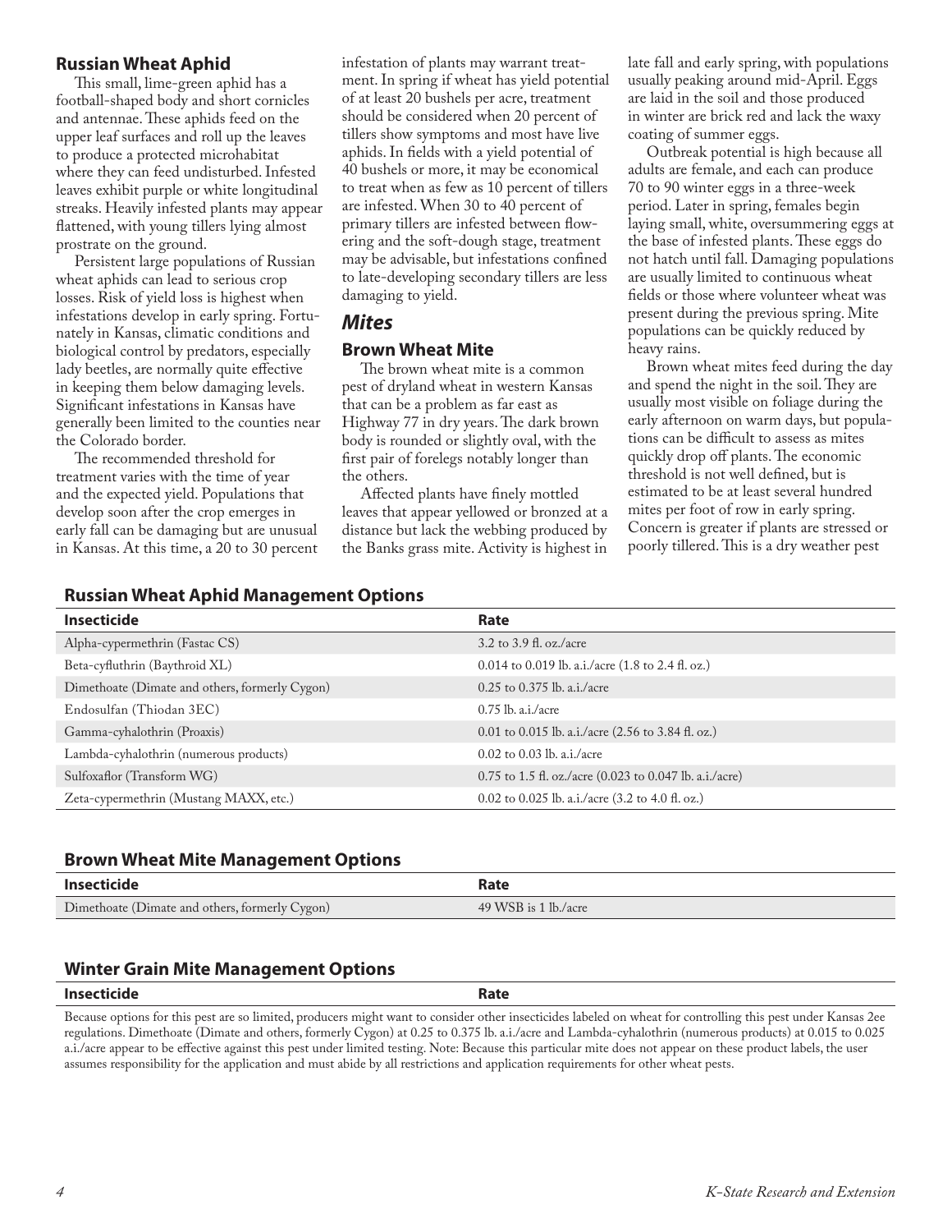### Russian Wheat Aphid

This small, lime-green aphid has a football-shaped body and short cornicles and antennae. These aphids feed on the upper leaf surfaces and roll up the leaves to produce a protected microhabitat where they can feed undisturbed. Infested leaves exhibit purple or white longitudinal streaks. Heavily infested plants may appear flattened, with young tillers lying almost prostrate on the ground.

Persistent large populations of Russian wheat aphids can lead to serious crop losses. Risk of yield loss is highest when infestations develop in early spring. Fortunately in Kansas, climatic conditions and biological control by predators, especially lady beetles, are normally quite effective in keeping them below damaging levels. Significant infestations in Kansas have generally been limited to the counties near the Colorado border.

The recommended threshold for treatment varies with the time of year and the expected yield. Populations that develop soon after the crop emerges in early fall can be damaging but are unusual in Kansas. At this time, a 20 to 30 percent infestation of plants may warrant treatment. In spring if wheat has yield potential of at least 20 bushels per acre, treatment should be considered when 20 percent of tillers show symptoms and most have live aphids. In fields with a yield potential of 40 bushels or more, it may be economical to treat when as few as 10 percent of tillers are infested. When 30 to 40 percent of primary tillers are infested between flowering and the soft-dough stage, treatment may be advisable, but infestations confined to late-developing secondary tillers are less damaging to yield.

## *Mites*

### Brown Wheat Mite

The brown wheat mite is a common pest of dryland wheat in western Kansas that can be a problem as far east as Highway 77 in dry years. The dark brown body is rounded or slightly oval, with the first pair of forelegs notably longer than the others.

Affected plants have finely mottled leaves that appear yellowed or bronzed at a distance but lack the webbing produced by the Banks grass mite. Activity is highest in late fall and early spring, with populations usually peaking around mid-April. Eggs are laid in the soil and those produced in winter are brick red and lack the waxy coating of summer eggs.

Outbreak potential is high because all adults are female, and each can produce 70 to 90 winter eggs in a three-week period. Later in spring, females begin laying small, white, oversummering eggs at the base of infested plants. These eggs do not hatch until fall. Damaging populations are usually limited to continuous wheat fields or those where volunteer wheat was present during the previous spring. Mite populations can be quickly reduced by heavy rains.

Brown wheat mites feed during the day and spend the night in the soil. They are usually most visible on foliage during the early afternoon on warm days, but populations can be difficult to assess as mites quickly drop off plants. The economic threshold is not well defined, but is estimated to be at least several hundred mites per foot of row in early spring. Concern is greater if plants are stressed or poorly tillered. This is a dry weather pest

#### Russian Wheat Aphid Management Options

| Insecticide | Rate |
|---|---|
| Alpha-cypermethrin (Fastac CS) | 3.2 to 3.9 fl. oz./acre |
| Beta-cyfluthrin (Baythroid XL) | 0.014 to 0.019 lb. a.i./acre (1.8 to 2.4 fl. oz.) |
| Dimethoate (Dimate and others, formerly Cygon) | 0.25 to 0.375 lb. a.i./acre |
| Endosulfan (Thiodan 3EC) | 0.75 lb. a.i./acre |
| Gamma-cyhalothrin (Proaxis) | 0.01 to 0.015 lb. a.i./acre (2.56 to 3.84 fl. oz.) |
| Lambda-cyhalothrin (numerous products) | 0.02 to 0.03 lb. a.i./acre |
| Sulfoxaflor (Transform WG) | 0.75 to 1.5 fl. oz./acre (0.023 to 0.047 lb. a.i./acre) |
| Zeta-cypermethrin (Mustang MAXX, etc.) | 0.02 to 0.025 lb. a.i./acre (3.2 to 4.0 fl. oz.) |

#### Brown Wheat Mite Management Options

| Insecticide | Rate |
|---|---|
| Dimethoate (Dimate and others, formerly Cygon) | 49 WSB is 1 lb./acre |

#### Winter Grain Mite Management Options

| Insecticide | Rate |
|---|---|

Because options for this pest are so limited, producers might want to consider other insecticides labeled on wheat for controlling this pest under Kansas 2ee regulations. Dimethoate (Dimate and others, formerly Cygon) at 0.25 to 0.375 lb. a.i./acre and Lambda-cyhalothrin (numerous products) at 0.015 to 0.025 a.i./acre appear to be effective against this pest under limited testing. Note: Because this particular mite does not appear on these product labels, the user assumes responsibility for the application and must abide by all restrictions and application requirements for other wheat pests.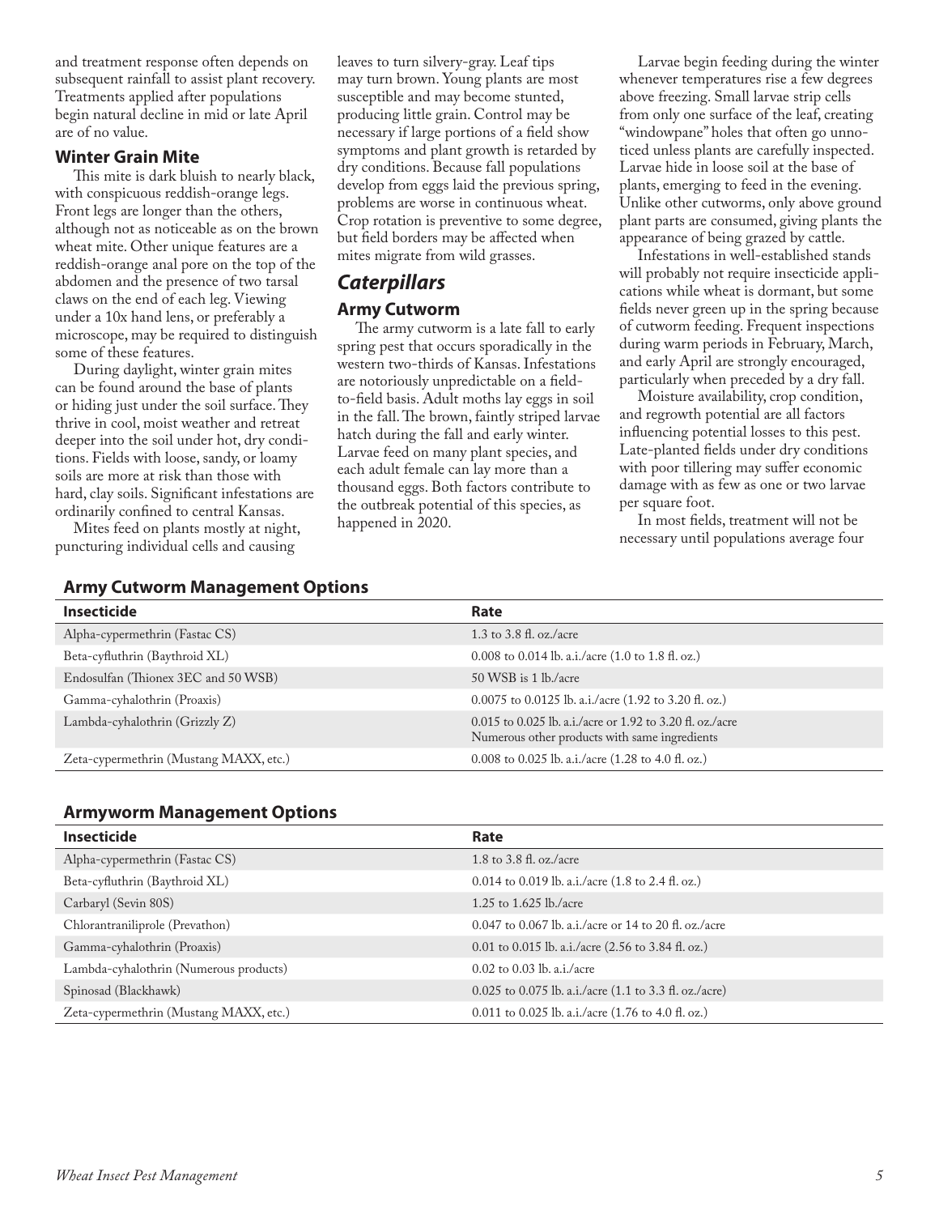and treatment response often depends on subsequent rainfall to assist plant recovery. Treatments applied after populations begin natural decline in mid or late April are of no value.

### Winter Grain Mite

This mite is dark bluish to nearly black, with conspicuous reddish-orange legs. Front legs are longer than the others, although not as noticeable as on the brown wheat mite. Other unique features are a reddish-orange anal pore on the top of the abdomen and the presence of two tarsal claws on the end of each leg. Viewing under a 10x hand lens, or preferably a microscope, may be required to distinguish some of these features.

During daylight, winter grain mites can be found around the base of plants or hiding just under the soil surface. They thrive in cool, moist weather and retreat deeper into the soil under hot, dry conditions. Fields with loose, sandy, or loamy soils are more at risk than those with hard, clay soils. Significant infestations are ordinarily confined to central Kansas.

Mites feed on plants mostly at night, puncturing individual cells and causing leaves to turn silvery-gray. Leaf tips may turn brown. Young plants are most susceptible and may become stunted, producing little grain. Control may be necessary if large portions of a field show symptoms and plant growth is retarded by dry conditions. Because fall populations develop from eggs laid the previous spring, problems are worse in continuous wheat. Crop rotation is preventive to some degree, but field borders may be affected when mites migrate from wild grasses.

## *Caterpillars*

### Army Cutworm

The army cutworm is a late fall to early spring pest that occurs sporadically in the western two-thirds of Kansas. Infestations are notoriously unpredictable on a field-to-field basis. Adult moths lay eggs in soil in the fall. The brown, faintly striped larvae hatch during the fall and early winter. Larvae feed on many plant species, and each adult female can lay more than a thousand eggs. Both factors contribute to the outbreak potential of this species, as happened in 2020.

Larvae begin feeding during the winter whenever temperatures rise a few degrees above freezing. Small larvae strip cells from only one surface of the leaf, creating "windowpane" holes that often go unnoticed unless plants are carefully inspected. Larvae hide in loose soil at the base of plants, emerging to feed in the evening. Unlike other cutworms, only above ground plant parts are consumed, giving plants the appearance of being grazed by cattle.

Infestations in well-established stands will probably not require insecticide applications while wheat is dormant, but some fields never green up in the spring because of cutworm feeding. Frequent inspections during warm periods in February, March, and early April are strongly encouraged, particularly when preceded by a dry fall.

Moisture availability, crop condition, and regrowth potential are all factors influencing potential losses to this pest. Late-planted fields under dry conditions with poor tillering may suffer economic damage with as few as one or two larvae per square foot.

In most fields, treatment will not be necessary until populations average four

### Army Cutworm Management Options

| Insecticide | Rate |
|---|---|
| Alpha-cypermethrin (Fastac CS) | 1.3 to 3.8 fl. oz./acre |
| Beta-cyfluthrin (Baythroid XL) | 0.008 to 0.014 lb. a.i./acre (1.0 to 1.8 fl. oz.) |
| Endosulfan (Thionex 3EC and 50 WSB) | 50 WSB is 1 lb./acre |
| Gamma-cyhalothrin (Proaxis) | 0.0075 to 0.0125 lb. a.i./acre (1.92 to 3.20 fl. oz.) |
| Lambda-cyhalothrin (Grizzly Z) | 0.015 to 0.025 lb. a.i./acre or 1.92 to 3.20 fl. oz./acre Numerous other products with same ingredients |
| Zeta-cypermethrin (Mustang MAXX, etc.) | 0.008 to 0.025 lb. a.i./acre (1.28 to 4.0 fl. oz.) |

### Armyworm Management Options

| Insecticide | Rate |
|---|---|
| Alpha-cypermethrin (Fastac CS) | 1.8 to 3.8 fl. oz./acre |
| Beta-cyfluthrin (Baythroid XL) | 0.014 to 0.019 lb. a.i./acre (1.8 to 2.4 fl. oz.) |
| Carbaryl (Sevin 80S) | 1.25 to 1.625 lb./acre |
| Chlorantraniliprole (Prevathon) | 0.047 to 0.067 lb. a.i./acre or 14 to 20 fl. oz./acre |
| Gamma-cyhalothrin (Proaxis) | 0.01 to 0.015 lb. a.i./acre (2.56 to 3.84 fl. oz.) |
| Lambda-cyhalothrin (Numerous products) | 0.02 to 0.03 lb. a.i./acre |
| Spinosad (Blackhawk) | 0.025 to 0.075 lb. a.i./acre (1.1 to 3.3 fl. oz./acre) |
| Zeta-cypermethrin (Mustang MAXX, etc.) | 0.011 to 0.025 lb. a.i./acre (1.76 to 4.0 fl. oz.) |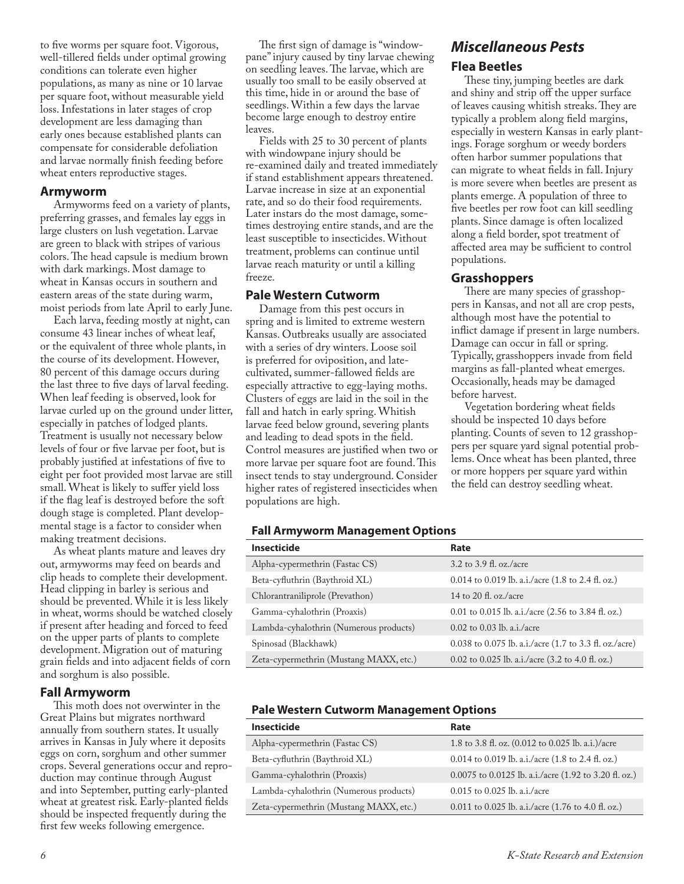to five worms per square foot. Vigorous, well-tillered fields under optimal growing conditions can tolerate even higher populations, as many as nine or 10 larvae per square foot, without measurable yield loss. Infestations in later stages of crop development are less damaging than early ones because established plants can compensate for considerable defoliation and larvae normally finish feeding before wheat enters reproductive stages.

### Armyworm

Armyworms feed on a variety of plants, preferring grasses, and females lay eggs in large clusters on lush vegetation. Larvae are green to black with stripes of various colors. The head capsule is medium brown with dark markings. Most damage to wheat in Kansas occurs in southern and eastern areas of the state during warm, moist periods from late April to early June.

Each larva, feeding mostly at night, can consume 43 linear inches of wheat leaf, or the equivalent of three whole plants, in the course of its development. However, 80 percent of this damage occurs during the last three to five days of larval feeding. When leaf feeding is observed, look for larvae curled up on the ground under litter, especially in patches of lodged plants. Treatment is usually not necessary below levels of four or five larvae per foot, but is probably justified at infestations of five to eight per foot provided most larvae are still small. Wheat is likely to suffer yield loss if the flag leaf is destroyed before the soft dough stage is completed. Plant developmental stage is a factor to consider when making treatment decisions.

As wheat plants mature and leaves dry out, armyworms may feed on beards and clip heads to complete their development. Head clipping in barley is serious and should be prevented. While it is less likely in wheat, worms should be watched closely if present after heading and forced to feed on the upper parts of plants to complete development. Migration out of maturing grain fields and into adjacent fields of corn and sorghum is also possible.

### Fall Armyworm

This moth does not overwinter in the Great Plains but migrates northward annually from southern states. It usually arrives in Kansas in July where it deposits eggs on corn, sorghum and other summer crops. Several generations occur and reproduction may continue through August and into September, putting early-planted wheat at greatest risk. Early-planted fields should be inspected frequently during the first few weeks following emergence.

The first sign of damage is "windowpane" injury caused by tiny larvae chewing on seedling leaves. The larvae, which are usually too small to be easily observed at this time, hide in or around the base of seedlings. Within a few days the larvae become large enough to destroy entire leaves.

Fields with 25 to 30 percent of plants with windowpane injury should be re-examined daily and treated immediately if stand establishment appears threatened. Larvae increase in size at an exponential rate, and so do their food requirements. Later instars do the most damage, sometimes destroying entire stands, and are the least susceptible to insecticides. Without treatment, problems can continue until larvae reach maturity or until a killing freeze.

### Pale Western Cutworm

Damage from this pest occurs in spring and is limited to extreme western Kansas. Outbreaks usually are associated with a series of dry winters. Loose soil is preferred for oviposition, and late-cultivated, summer-fallowed fields are especially attractive to egg-laying moths. Clusters of eggs are laid in the soil in the fall and hatch in early spring. Whitish larvae feed below ground, severing plants and leading to dead spots in the field. Control measures are justified when two or more larvae per square foot are found. This insect tends to stay underground. Consider higher rates of registered insecticides when populations are high.

## *Miscellaneous Pests*

### Flea Beetles

These tiny, jumping beetles are dark and shiny and strip off the upper surface of leaves causing whitish streaks. They are typically a problem along field margins, especially in western Kansas in early plantings. Forage sorghum or weedy borders often harbor summer populations that can migrate to wheat fields in fall. Injury is more severe when beetles are present as plants emerge. A population of three to five beetles per row foot can kill seedling plants. Since damage is often localized along a field border, spot treatment of affected area may be sufficient to control populations.

### Grasshoppers

There are many species of grasshoppers in Kansas, and not all are crop pests, although most have the potential to inflict damage if present in large numbers. Damage can occur in fall or spring. Typically, grasshoppers invade from field margins as fall-planted wheat emerges. Occasionally, heads may be damaged before harvest.

Vegetation bordering wheat fields should be inspected 10 days before planting. Counts of seven to 12 grasshoppers per square yard signal potential problems. Once wheat has been planted, three or more hoppers per square yard within the field can destroy seedling wheat.

**Fall Armyworm Management Options**

| Insecticide | Rate |
|---|---|
| Alpha-cypermethrin (Fastac CS) | 3.2 to 3.9 fl. oz./acre |
| Beta-cyfluthrin (Baythroid XL) | 0.014 to 0.019 lb. a.i./acre (1.8 to 2.4 fl. oz.) |
| Chlorantraniliprole (Prevathon) | 14 to 20 fl. oz./acre |
| Gamma-cyhalothrin (Proaxis) | 0.01 to 0.015 lb. a.i./acre (2.56 to 3.84 fl. oz.) |
| Lambda-cyhalothrin (Numerous products) | 0.02 to 0.03 lb. a.i./acre |
| Spinosad (Blackhawk) | 0.038 to 0.075 lb. a.i./acre (1.7 to 3.3 fl. oz./acre) |
| Zeta-cypermethrin (Mustang MAXX, etc.) | 0.02 to 0.025 lb. a.i./acre (3.2 to 4.0 fl. oz.) |

**Pale Western Cutworm Management Options**

| Insecticide | Rate |
|---|---|
| Alpha-cypermethrin (Fastac CS) | 1.8 to 3.8 fl. oz. (0.012 to 0.025 lb. a.i.)/acre |
| Beta-cyfluthrin (Baythroid XL) | 0.014 to 0.019 lb. a.i./acre (1.8 to 2.4 fl. oz.) |
| Gamma-cyhalothrin (Proaxis) | 0.0075 to 0.0125 lb. a.i./acre (1.92 to 3.20 fl. oz.) |
| Lambda-cyhalothrin (Numerous products) | 0.015 to 0.025 lb. a.i./acre |
| Zeta-cypermethrin (Mustang MAXX, etc.) | 0.011 to 0.025 lb. a.i./acre (1.76 to 4.0 fl. oz.) |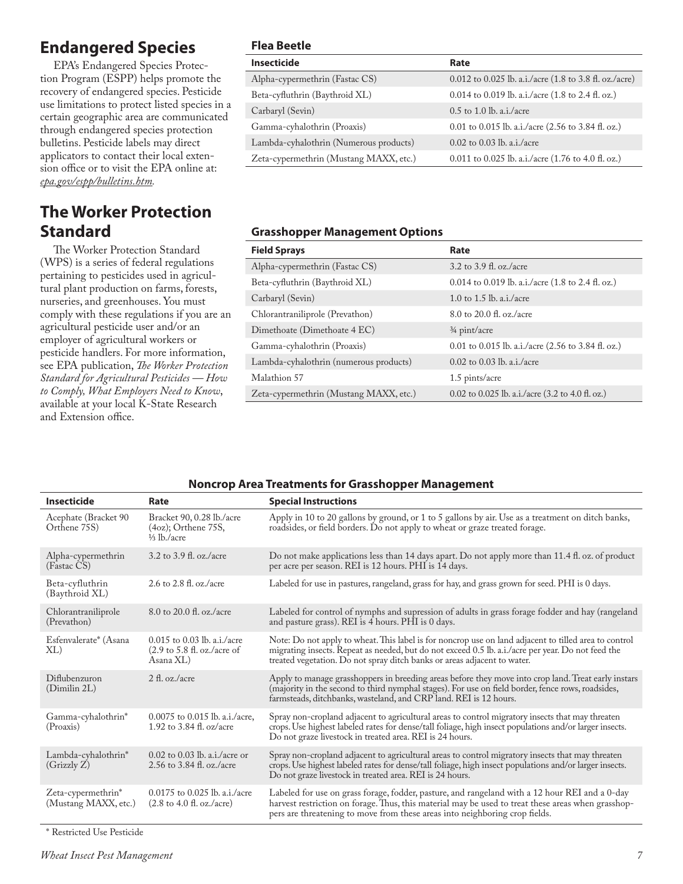## Endangered Species

EPA's Endangered Species Protection Program (ESPP) helps promote the recovery of endangered species. Pesticide use limitations to protect listed species in a certain geographic area are communicated through endangered species protection bulletins. Pesticide labels may direct applicators to contact their local extension office or to visit the EPA online at: *epa.gov/espp/bulletins.htm*.

## The Worker Protection Standard

The Worker Protection Standard (WPS) is a series of federal regulations pertaining to pesticides used in agricultural plant production on farms, forests, nurseries, and greenhouses. You must comply with these regulations if you are an agricultural pesticide user and/or an employer of agricultural workers or pesticide handlers. For more information, see EPA publication, *The Worker Protection Standard for Agricultural Pesticides — How to Comply, What Employers Need to Know*, available at your local K-State Research and Extension office.

### Flea Beetle

| Insecticide | Rate |
|---|---|
| Alpha-cypermethrin (Fastac CS) | 0.012 to 0.025 lb. a.i./acre (1.8 to 3.8 fl. oz./acre) |
| Beta-cyfluthrin (Baythroid XL) | 0.014 to 0.019 lb. a.i./acre (1.8 to 2.4 fl. oz.) |
| Carbaryl (Sevin) | 0.5 to 1.0 lb. a.i./acre |
| Gamma-cyhalothrin (Proaxis) | 0.01 to 0.015 lb. a.i./acre (2.56 to 3.84 fl. oz.) |
| Lambda-cyhalothrin (Numerous products) | 0.02 to 0.03 lb. a.i./acre |
| Zeta-cypermethrin (Mustang MAXX, etc.) | 0.011 to 0.025 lb. a.i./acre (1.76 to 4.0 fl. oz.) |

### Grasshopper Management Options

| Field Sprays | Rate |
|---|---|
| Alpha-cypermethrin (Fastac CS) | 3.2 to 3.9 fl. oz./acre |
| Beta-cyfluthrin (Baythroid XL) | 0.014 to 0.019 lb. a.i./acre (1.8 to 2.4 fl. oz.) |
| Carbaryl (Sevin) | 1.0 to 1.5 lb. a.i./acre |
| Chlorantraniliprole (Prevathon) | 8.0 to 20.0 fl. oz./acre |
| Dimethoate (Dimethoate 4 EC) | ¾ pint/acre |
| Gamma-cyhalothrin (Proaxis) | 0.01 to 0.015 lb. a.i./acre (2.56 to 3.84 fl. oz.) |
| Lambda-cyhalothrin (numerous products) | 0.02 to 0.03 lb. a.i./acre |
| Malathion 57 | 1.5 pints/acre |
| Zeta-cypermethrin (Mustang MAXX, etc.) | 0.02 to 0.025 lb. a.i./acre (3.2 to 4.0 fl. oz.) |

### Noncrop Area Treatments for Grasshopper Management

| Insecticide | Rate | Special Instructions |
|---|---|---|
| Acephate (Bracket 90 Orthene 75S) | Bracket 90, 0.28 lb./acre (4oz); Orthene 75S, ⅓ lb./acre | Apply in 10 to 20 gallons by ground, or 1 to 5 gallons by air. Use as a treatment on ditch banks, roadsides, or field borders. Do not apply to wheat or graze treated forage. |
| Alpha-cypermethrin (Fastac CS) | 3.2 to 3.9 fl. oz./acre | Do not make applications less than 14 days apart. Do not apply more than 11.4 fl. oz. of product per acre per season. REI is 12 hours. PHI is 14 days. |
| Beta-cyfluthrin (Baythroid XL) | 2.6 to 2.8 fl. oz./acre | Labeled for use in pastures, rangeland, grass for hay, and grass grown for seed. PHI is 0 days. |
| Chlorantraniliprole (Prevathon) | 8.0 to 20.0 fl. oz./acre | Labeled for control of nymphs and supression of adults in grass forage fodder and hay (rangeland and pasture grass). REI is 4 hours. PHI is 0 days. |
| Esfenvalerate* (Asana XL) | 0.015 to 0.03 lb. a.i./acre (2.9 to 5.8 fl. oz./acre of Asana XL) | Note: Do not apply to wheat. This label is for noncrop use on land adjacent to tilled area to control migrating insects. Repeat as needed, but do not exceed 0.5 lb. a.i./acre per year. Do not feed the treated vegetation. Do not spray ditch banks or areas adjacent to water. |
| Diflubenzuron (Dimilin 2L) | 2 fl. oz./acre | Apply to manage grasshoppers in breeding areas before they move into crop land. Treat early instars (majority in the second to third nymphal stages). For use on field border, fence rows, roadsides, farmsteads, ditchbanks, wasteland, and CRP land. REI is 12 hours. |
| Gamma-cyhalothrin* (Proaxis) | 0.0075 to 0.015 lb. a.i./acre, 1.92 to 3.84 fl. oz/acre | Spray non-cropland adjacent to agricultural areas to control migratory insects that may threaten crops. Use highest labeled rates for dense/tall foliage, high insect populations and/or larger insects. Do not graze livestock in treated area. REI is 24 hours. |
| Lambda-cyhalothrin* (Grizzly Z) | 0.02 to 0.03 lb. a.i./acre or 2.56 to 3.84 fl. oz./acre | Spray non-cropland adjacent to agricultural areas to control migratory insects that may threaten crops. Use highest labeled rates for dense/tall foliage, high insect populations and/or larger insects. Do not graze livestock in treated area. REI is 24 hours. |
| Zeta-cypermethrin* (Mustang MAXX, etc.) | 0.0175 to 0.025 lb. a.i./acre (2.8 to 4.0 fl. oz./acre) | Labeled for use on grass forage, fodder, pasture, and rangeland with a 12 hour REI and a 0-day harvest restriction on forage. Thus, this material may be used to treat these areas when grasshoppers are threatening to move from these areas into neighboring crop fields. |

\* Restricted Use Pesticide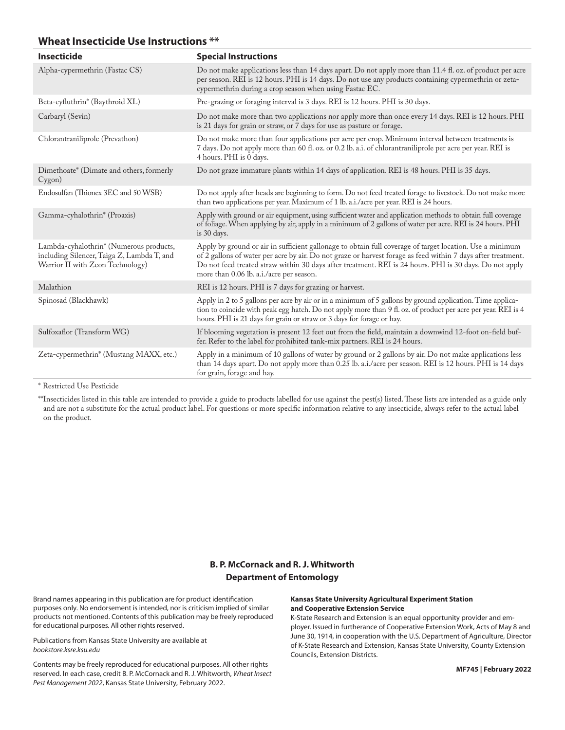## Wheat Insecticide Use Instructions **

| Insecticide | Special Instructions |
|---|---|
| Alpha-cypermethrin (Fastac CS) | Do not make applications less than 14 days apart. Do not apply more than 11.4 fl. oz. of product per acre per season. REI is 12 hours. PHI is 14 days. Do not use any products containing cypermethrin or zeta-cypermethrin during a crop season when using Fastac EC. |
| Beta-cyfluthrin* (Baythroid XL) | Pre-grazing or foraging interval is 3 days. REI is 12 hours. PHI is 30 days. |
| Carbaryl (Sevin) | Do not make more than two applications nor apply more than once every 14 days. REI is 12 hours. PHI is 21 days for grain or straw, or 7 days for use as pasture or forage. |
| Chlorantraniliprole (Prevathon) | Do not make more than four applications per acre per crop. Minimum interval between treatments is 7 days. Do not apply more than 60 fl. oz. or 0.2 lb. a.i. of chlorantraniliprole per acre per year. REI is 4 hours. PHI is 0 days. |
| Dimethoate* (Dimate and others, formerly Cygon) | Do not graze immature plants within 14 days of application. REI is 48 hours. PHI is 35 days. |
| Endosulfan (Thionex 3EC and 50 WSB) | Do not apply after heads are beginning to form. Do not feed treated forage to livestock. Do not make more than two applications per year. Maximum of 1 lb. a.i./acre per year. REI is 24 hours. |
| Gamma-cyhalothrin* (Proaxis) | Apply with ground or air equipment, using sufficient water and application methods to obtain full coverage of foliage. When applying by air, apply in a minimum of 2 gallons of water per acre. REI is 24 hours. PHI is 30 days. |
| Lambda-cyhalothrin* (Numerous products, including Silencer, Taiga Z, Lambda T, and Warrior II with Zeon Technology) | Apply by ground or air in sufficient gallonage to obtain full coverage of target location. Use a minimum of 2 gallons of water per acre by air. Do not graze or harvest forage as feed within 7 days after treatment. Do not feed treated straw within 30 days after treatment. REI is 24 hours. PHI is 30 days. Do not apply more than 0.06 lb. a.i./acre per season. |
| Malathion | REI is 12 hours. PHI is 7 days for grazing or harvest. |
| Spinosad (Blackhawk) | Apply in 2 to 5 gallons per acre by air or in a minimum of 5 gallons by ground application. Time application to coincide with peak egg hatch. Do not apply more than 9 fl. oz. of product per acre per year. REI is 4 hours. PHI is 21 days for grain or straw or 3 days for forage or hay. |
| Sulfoxaflor (Transform WG) | If blooming vegetation is present 12 feet out from the field, maintain a downwind 12-foot on-field buffer. Refer to the label for prohibited tank-mix partners. REI is 24 hours. |
| Zeta-cypermethrin* (Mustang MAXX, etc.) | Apply in a minimum of 10 gallons of water by ground or 2 gallons by air. Do not make applications less than 14 days apart. Do not apply more than 0.25 lb. a.i./acre per season. REI is 12 hours. PHI is 14 days for grain, forage and hay. |

* Restricted Use Pesticide

**Insecticides listed in this table are intended to provide a guide to products labelled for use against the pest(s) listed. These lists are intended as a guide only and are not a substitute for the actual product label. For questions or more specific information relative to any insecticide, always refer to the actual label on the product.

**B. P. McCornack and R. J. Whitworth**
**Department of Entomology**

Brand names appearing in this publication are for product identification purposes only. No endorsement is intended, nor is criticism implied of similar products not mentioned. Contents of this publication may be freely reproduced for educational purposes. All other rights reserved.

Publications from Kansas State University are available at *bookstore.ksre.ksu.edu*

Contents may be freely reproduced for educational purposes. All other rights reserved. In each case, credit B. P. McCornack and R. J. Whitworth, *Wheat Insect Pest Management 2022*, Kansas State University, February 2022.

**Kansas State University Agricultural Experiment Station and Cooperative Extension Service**

K-State Research and Extension is an equal opportunity provider and employer. Issued in furtherance of Cooperative Extension Work, Acts of May 8 and June 30, 1914, in cooperation with the U.S. Department of Agriculture, Director of K-State Research and Extension, Kansas State University, County Extension Councils, Extension Districts.

**MF745 | February 2022**